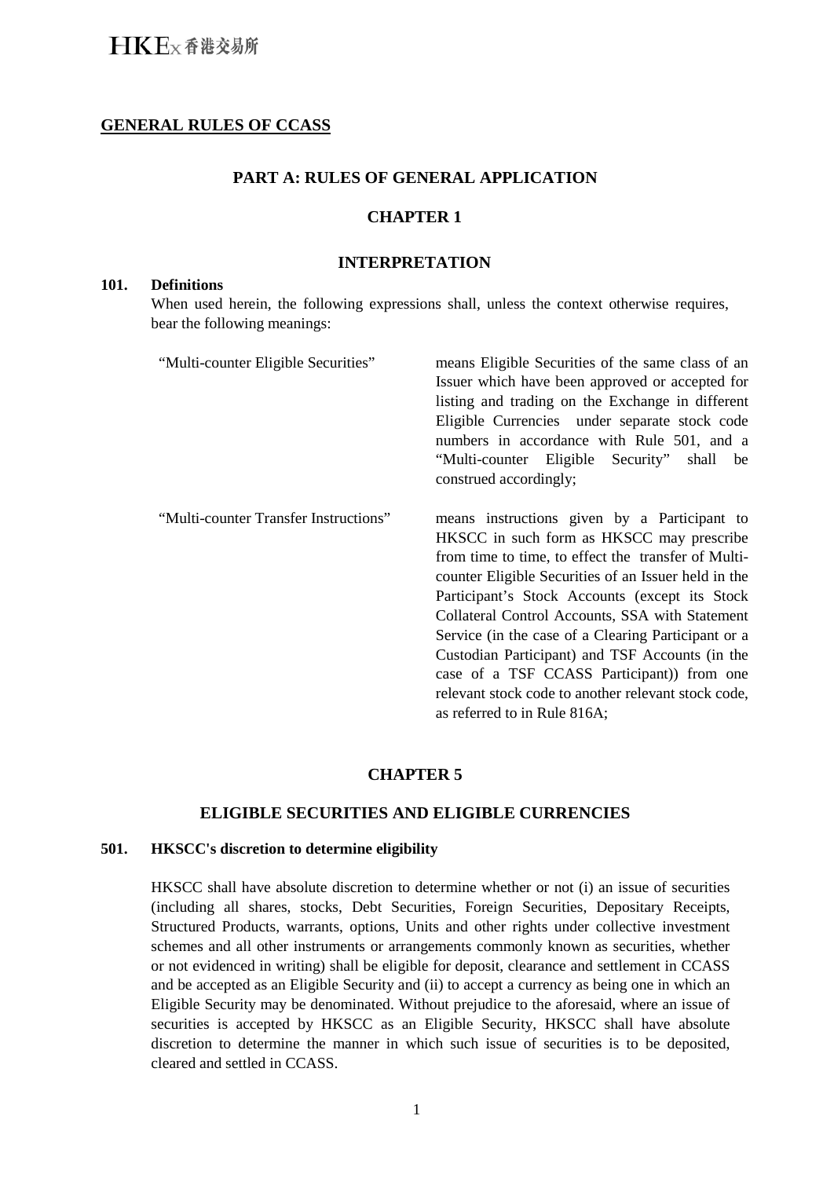## GENERAL RULES OF CCASS

### PART A: RULES OF GENERAL APPLICATION

### CHAPTER 1

### INTERPRETATION

**101. Definitions**

When used herein, the following expressions shall, unless the context otherwise requires, bear the following meanings:

| | |
|---|---|
| "Multi-counter Eligible Securities" | means Eligible Securities of the same class of an Issuer which have been approved or accepted for listing and trading on the Exchange in different Eligible Currencies under separate stock code numbers in accordance with Rule 501, and a "Multi-counter Eligible Security" shall be construed accordingly; |
| "Multi-counter Transfer Instructions" | means instructions given by a Participant to HKSCC in such form as HKSCC may prescribe from time to time, to effect the transfer of Multi-counter Eligible Securities of an Issuer held in the Participant's Stock Accounts (except its Stock Collateral Control Accounts, SSA with Statement Service (in the case of a Clearing Participant or a Custodian Participant) and TSF Accounts (in the case of a TSF CCASS Participant)) from one relevant stock code to another relevant stock code, as referred to in Rule 816A; |

### CHAPTER 5

### ELIGIBLE SECURITIES AND ELIGIBLE CURRENCIES

**501. HKSCC's discretion to determine eligibility**

HKSCC shall have absolute discretion to determine whether or not (i) an issue of securities (including all shares, stocks, Debt Securities, Foreign Securities, Depositary Receipts, Structured Products, warrants, options, Units and other rights under collective investment schemes and all other instruments or arrangements commonly known as securities, whether or not evidenced in writing) shall be eligible for deposit, clearance and settlement in CCASS and be accepted as an Eligible Security and (ii) to accept a currency as being one in which an Eligible Security may be denominated. Without prejudice to the aforesaid, where an issue of securities is accepted by HKSCC as an Eligible Security, HKSCC shall have absolute discretion to determine the manner in which such issue of securities is to be deposited, cleared and settled in CCASS.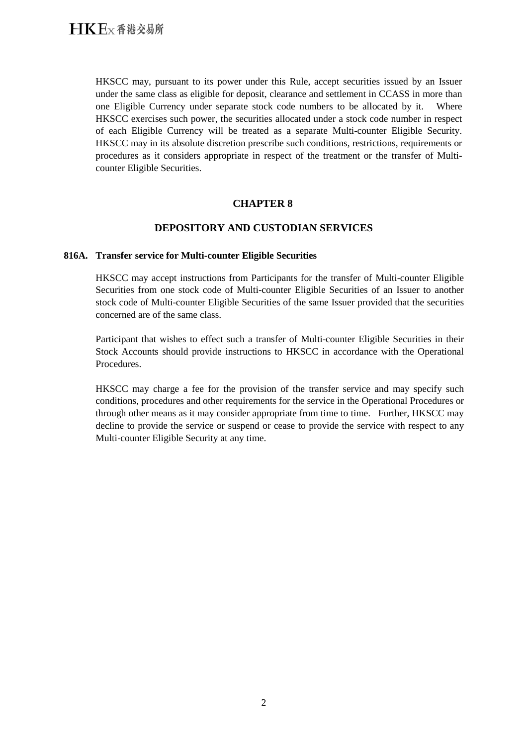HKSCC may, pursuant to its power under this Rule, accept securities issued by an Issuer under the same class as eligible for deposit, clearance and settlement in CCASS in more than one Eligible Currency under separate stock code numbers to be allocated by it. Where HKSCC exercises such power, the securities allocated under a stock code number in respect of each Eligible Currency will be treated as a separate Multi-counter Eligible Security. HKSCC may in its absolute discretion prescribe such conditions, restrictions, requirements or procedures as it considers appropriate in respect of the treatment or the transfer of Multi-counter Eligible Securities.

## CHAPTER 8

## DEPOSITORY AND CUSTODIAN SERVICES

### 816A. Transfer service for Multi-counter Eligible Securities

HKSCC may accept instructions from Participants for the transfer of Multi-counter Eligible Securities from one stock code of Multi-counter Eligible Securities of an Issuer to another stock code of Multi-counter Eligible Securities of the same Issuer provided that the securities concerned are of the same class.

Participant that wishes to effect such a transfer of Multi-counter Eligible Securities in their Stock Accounts should provide instructions to HKSCC in accordance with the Operational Procedures.

HKSCC may charge a fee for the provision of the transfer service and may specify such conditions, procedures and other requirements for the service in the Operational Procedures or through other means as it may consider appropriate from time to time. Further, HKSCC may decline to provide the service or suspend or cease to provide the service with respect to any Multi-counter Eligible Security at any time.